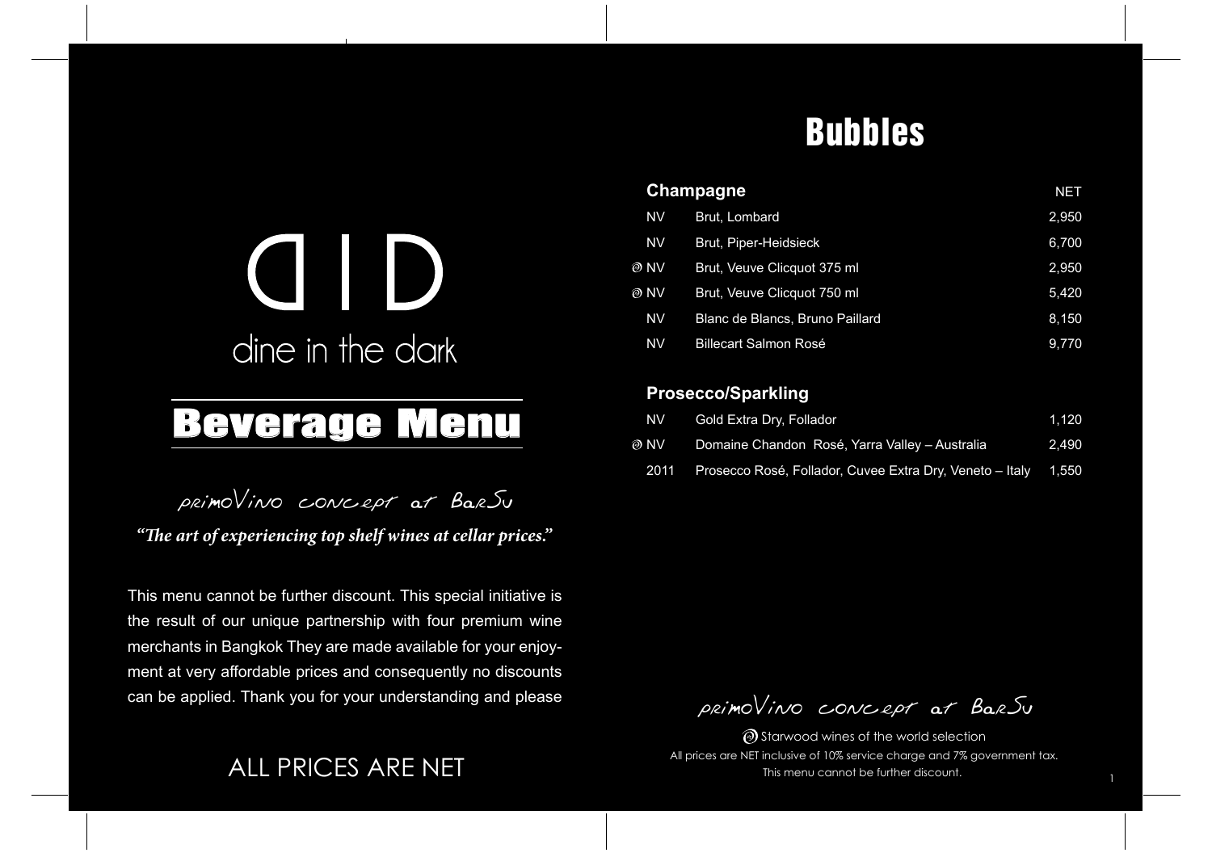# DID

dine in the dark

## Beverage Menu

primoVino concept at BarSu

*"The art of experiencing top shelf wines at cellar prices."*

This menu cannot be further discount. This special initiative is the result of our unique partnership with four premium wine merchants in Bangkok They are made available for your enjoyment at very affordable prices and consequently no discounts can be applied. Thank you for your understanding and please

ALL PRICES ARE NET

# Bubbles

### Champagne

| | | NET |
|---|---|---|
| NV | Brut, Lombard | 2,950 |
| NV | Brut, Piper-Heidsieck | 6,700 |
| ⓢ NV | Brut, Veuve Clicquot 375 ml | 2,950 |
| ⓢ NV | Brut, Veuve Clicquot 750 ml | 5,420 |
| NV | Blanc de Blancs, Bruno Paillard | 8,150 |
| NV | Billecart Salmon Rosé | 9,770 |

### Prosecco/Sparkling

| | | |
|---|---|---|
| NV | Gold Extra Dry, Follador | 1,120 |
| ⓢ NV | Domaine Chandon Rosé, Yarra Valley – Australia | 2,490 |
| 2011 | Prosecco Rosé, Follador, Cuvee Extra Dry, Veneto – Italy | 1,550 |

primoVino concept at BarSu

ⓢ Starwood wines of the world selection

All prices are NET inclusive of 10% service charge and 7% government tax.

This menu cannot be further discount.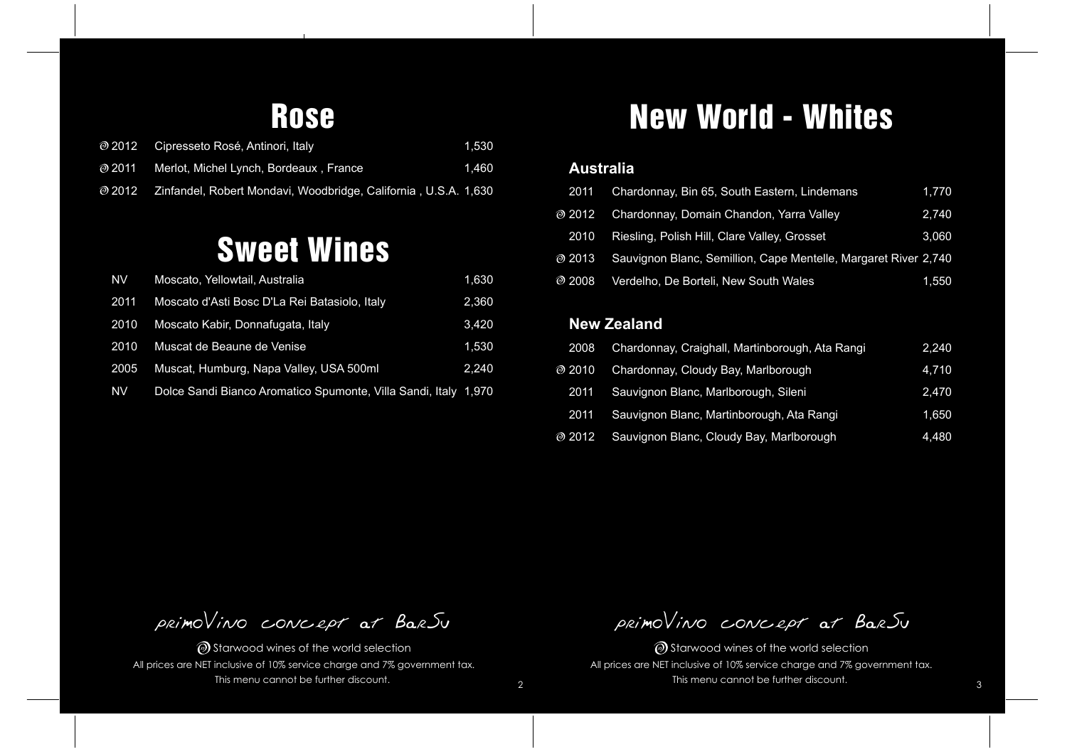# Rose

| | | |
|---|---|---|
| ⓢ 2012 | Cipresseto Rosé, Antinori, Italy | 1,530 |
| ⓢ 2011 | Merlot, Michel Lynch, Bordeaux , France | 1,460 |
| ⓢ 2012 | Zinfandel, Robert Mondavi, Woodbridge, California , U.S.A. | 1,630 |

# Sweet Wines

| | | |
|---|---|---|
| NV | Moscato, Yellowtail, Australia | 1,630 |
| 2011 | Moscato d'Asti Bosc D'La Rei Batasiolo, Italy | 2,360 |
| 2010 | Moscato Kabir, Donnafugata, Italy | 3,420 |
| 2010 | Muscat de Beaune de Venise | 1,530 |
| 2005 | Muscat, Humburg, Napa Valley, USA 500ml | 2,240 |
| NV | Dolce Sandi Bianco Aromatico Spumonte, Villa Sandi, Italy | 1,970 |

primoVino concept at BarSu

ⓢ Starwood wines of the world selection
All prices are NET inclusive of 10% service charge and 7% government tax.
This menu cannot be further discount.

# New World - Whites

### Australia

| | | |
|---|---|---|
| 2011 | Chardonnay, Bin 65, South Eastern, Lindemans | 1,770 |
| ⓢ 2012 | Chardonnay, Domain Chandon, Yarra Valley | 2,740 |
| 2010 | Riesling, Polish Hill, Clare Valley, Grosset | 3,060 |
| ⓢ 2013 | Sauvignon Blanc, Semillion, Cape Mentelle, Margaret River | 2,740 |
| ⓢ 2008 | Verdelho, De Borteli, New South Wales | 1,550 |

### New Zealand

| | | |
|---|---|---|
| 2008 | Chardonnay, Craighall, Martinborough, Ata Rangi | 2,240 |
| ⓢ 2010 | Chardonnay, Cloudy Bay, Marlborough | 4,710 |
| 2011 | Sauvignon Blanc, Marlborough, Sileni | 2,470 |
| 2011 | Sauvignon Blanc, Martinborough, Ata Rangi | 1,650 |
| ⓢ 2012 | Sauvignon Blanc, Cloudy Bay, Marlborough | 4,480 |

primoVino concept at BarSu

ⓢ Starwood wines of the world selection
All prices are NET inclusive of 10% service charge and 7% government tax.
This menu cannot be further discount.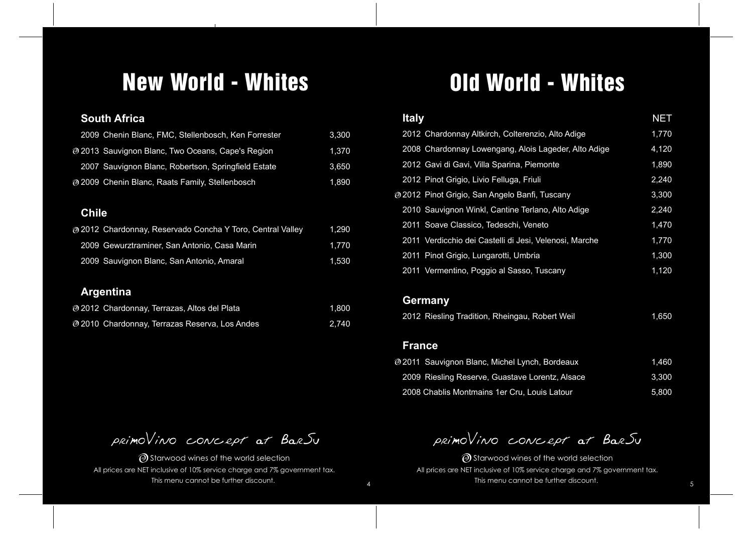# New World - Whites

## South Africa

| | |
|---|---|
| 2009 Chenin Blanc, FMC, Stellenbosch, Ken Forrester | 3,300 |
| ⓢ 2013 Sauvignon Blanc, Two Oceans, Cape's Region | 1,370 |
| 2007 Sauvignon Blanc, Robertson, Springfield Estate | 3,650 |
| ⓢ 2009 Chenin Blanc, Raats Family, Stellenbosch | 1,890 |

## Chile

| | |
|---|---|
| ⓢ 2012 Chardonnay, Reservado Concha Y Toro, Central Valley | 1,290 |
| 2009 Gewurztraminer, San Antonio, Casa Marin | 1,770 |
| 2009 Sauvignon Blanc, San Antonio, Amaral | 1,530 |

## Argentina

| | |
|---|---|
| ⓢ 2012 Chardonnay, Terrazas, Altos del Plata | 1,800 |
| ⓢ 2010 Chardonnay, Terrazas Reserva, Los Andes | 2,740 |

primoVino concept at BarSu

ⓢ Starwood wines of the world selection

All prices are NET inclusive of 10% service charge and 7% government tax.

This menu cannot be further discount.

# Old World - Whites

## Italy

| | NET |
|---|---|
| 2012 Chardonnay Altkirch, Colterenzio, Alto Adige | 1,770 |
| 2008 Chardonnay Lowengang, Alois Lageder, Alto Adige | 4,120 |
| 2012 Gavi di Gavi, Villa Sparina, Piemonte | 1,890 |
| 2012 Pinot Grigio, Livio Felluga, Friuli | 2,240 |
| ⓢ 2012 Pinot Grigio, San Angelo Banfi, Tuscany | 3,300 |
| 2010 Sauvignon Winkl, Cantine Terlano, Alto Adige | 2,240 |
| 2011 Soave Classico, Tedeschi, Veneto | 1,470 |
| 2011 Verdicchio dei Castelli di Jesi, Velenosi, Marche | 1,770 |
| 2011 Pinot Grigio, Lungarotti, Umbria | 1,300 |
| 2011 Vermentino, Poggio al Sasso, Tuscany | 1,120 |

## Germany

| | |
|---|---|
| 2012 Riesling Tradition, Rheingau, Robert Weil | 1,650 |

## France

| | |
|---|---|
| ⓢ 2011 Sauvignon Blanc, Michel Lynch, Bordeaux | 1,460 |
| 2009 Riesling Reserve, Guastave Lorentz, Alsace | 3,300 |
| 2008 Chablis Montmains 1er Cru, Louis Latour | 5,800 |

primoVino concept at BarSu

ⓢ Starwood wines of the world selection

All prices are NET inclusive of 10% service charge and 7% government tax.

This menu cannot be further discount.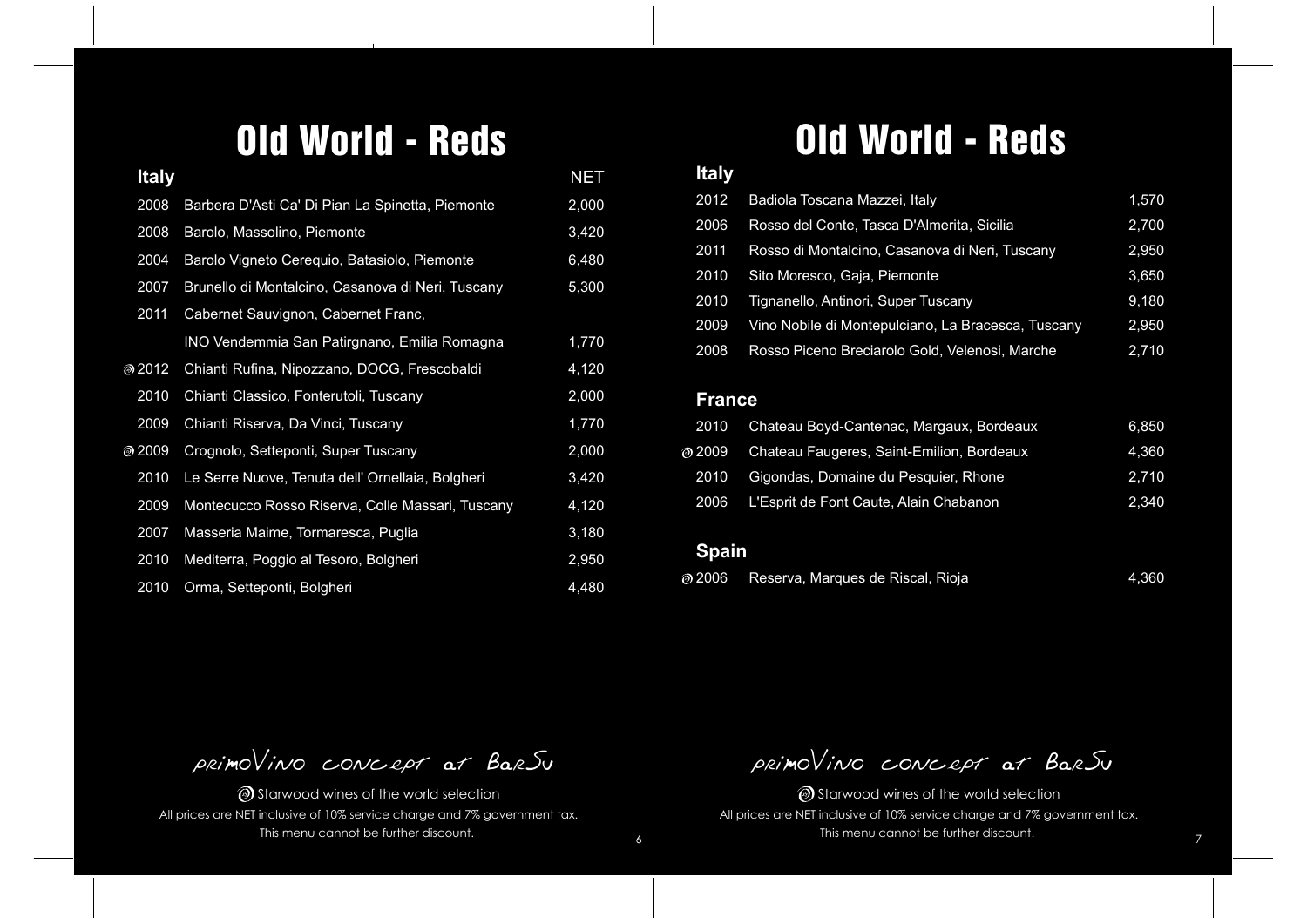# Old World - Reds

## Italy

| | | NET |
|---|---|---|
| 2008 | Barbera D'Asti Ca' Di Pian La Spinetta, Piemonte | 2,000 |
| 2008 | Barolo, Massolino, Piemonte | 3,420 |
| 2004 | Barolo Vigneto Cerequio, Batasiolo, Piemonte | 6,480 |
| 2007 | Brunello di Montalcino, Casanova di Neri, Tuscany | 5,300 |
| 2011 | Cabernet Sauvignon, Cabernet Franc, INO Vendemmia San Patirgnano, Emilia Romagna | 1,770 |
| @ 2012 | Chianti Rufina, Nipozzano, DOCG, Frescobaldi | 4,120 |
| 2010 | Chianti Classico, Fonterutoli, Tuscany | 2,000 |
| 2009 | Chianti Riserva, Da Vinci, Tuscany | 1,770 |
| @ 2009 | Crognolo, Setteponti, Super Tuscany | 2,000 |
| 2010 | Le Serre Nuove, Tenuta dell' Ornellaia, Bolgheri | 3,420 |
| 2009 | Montecucco Rosso Riserva, Colle Massari, Tuscany | 4,120 |
| 2007 | Masseria Maime, Tormaresca, Puglia | 3,180 |
| 2010 | Mediterra, Poggio al Tesoro, Bolgheri | 2,950 |
| 2010 | Orma, Setteponti, Bolgheri | 4,480 |

primoVino concept at BarSu

@ Starwood wines of the world selection

All prices are NET inclusive of 10% service charge and 7% government tax.
This menu cannot be further discount.

# Old World - Reds

## Italy

| | | |
|---|---|---|
| 2012 | Badiola Toscana Mazzei, Italy | 1,570 |
| 2006 | Rosso del Conte, Tasca D'Almerita, Sicilia | 2,700 |
| 2011 | Rosso di Montalcino, Casanova di Neri, Tuscany | 2,950 |
| 2010 | Sito Moresco, Gaja, Piemonte | 3,650 |
| 2010 | Tignanello, Antinori, Super Tuscany | 9,180 |
| 2009 | Vino Nobile di Montepulciano, La Bracesca, Tuscany | 2,950 |
| 2008 | Rosso Piceno Breciarolo Gold, Velenosi, Marche | 2,710 |

## France

| | | |
|---|---|---|
| 2010 | Chateau Boyd-Cantenac, Margaux, Bordeaux | 6,850 |
| @ 2009 | Chateau Faugeres, Saint-Emilion, Bordeaux | 4,360 |
| 2010 | Gigondas, Domaine du Pesquier, Rhone | 2,710 |
| 2006 | L'Esprit de Font Caute, Alain Chabanon | 2,340 |

## Spain

| | | |
|---|---|---|
| @ 2006 | Reserva, Marques de Riscal, Rioja | 4,360 |

primoVino concept at BarSu

@ Starwood wines of the world selection

All prices are NET inclusive of 10% service charge and 7% government tax.
This menu cannot be further discount.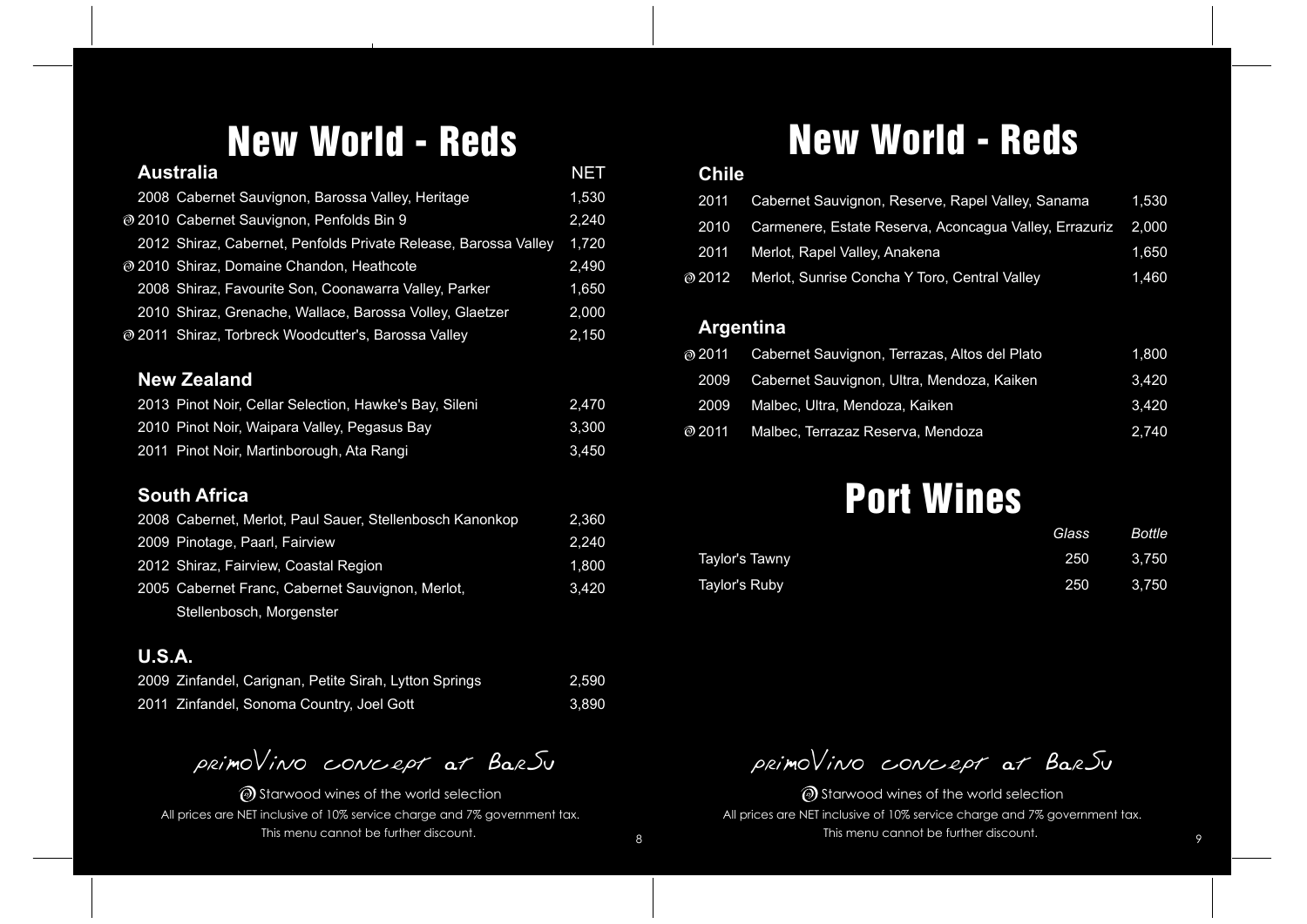# New World - Reds

## Australia

| | | NET |
|---|---|---|
| | 2008 Cabernet Sauvignon, Barossa Valley, Heritage | 1,530 |
| @ | 2010 Cabernet Sauvignon, Penfolds Bin 9 | 2,240 |
| | 2012 Shiraz, Cabernet, Penfolds Private Release, Barossa Valley | 1,720 |
| @ | 2010 Shiraz, Domaine Chandon, Heathcote | 2,490 |
| | 2008 Shiraz, Favourite Son, Coonawarra Valley, Parker | 1,650 |
| | 2010 Shiraz, Grenache, Wallace, Barossa Volley, Glaetzer | 2,000 |
| @ | 2011 Shiraz, Torbreck Woodcutter's, Barossa Valley | 2,150 |

## New Zealand

| | |
|---|---|
| 2013 Pinot Noir, Cellar Selection, Hawke's Bay, Sileni | 2,470 |
| 2010 Pinot Noir, Waipara Valley, Pegasus Bay | 3,300 |
| 2011 Pinot Noir, Martinborough, Ata Rangi | 3,450 |

## South Africa

| | |
|---|---|
| 2008 Cabernet, Merlot, Paul Sauer, Stellenbosch Kanonkop | 2,360 |
| 2009 Pinotage, Paarl, Fairview | 2,240 |
| 2012 Shiraz, Fairview, Coastal Region | 1,800 |
| 2005 Cabernet Franc, Cabernet Sauvignon, Merlot, Stellenbosch, Morgenster | 3,420 |

## U.S.A.

| | |
|---|---|
| 2009 Zinfandel, Carignan, Petite Sirah, Lytton Springs | 2,590 |
| 2011 Zinfandel, Sonoma Country, Joel Gott | 3,890 |

primoVino concept at BarSu

@ Starwood wines of the world selection

All prices are NET inclusive of 10% service charge and 7% government tax.
This menu cannot be further discount.

# New World - Reds

## Chile

| | | | |
|---|---|---|---|
| | 2011 | Cabernet Sauvignon, Reserve, Rapel Valley, Sanama | 1,530 |
| | 2010 | Carmenere, Estate Reserva, Aconcagua Valley, Errazuriz | 2,000 |
| | 2011 | Merlot, Rapel Valley, Anakena | 1,650 |
| @ | 2012 | Merlot, Sunrise Concha Y Toro, Central Valley | 1,460 |

## Argentina

| | | | |
|---|---|---|---|
| @ | 2011 | Cabernet Sauvignon, Terrazas, Altos del Plato | 1,800 |
| | 2009 | Cabernet Sauvignon, Ultra, Mendoza, Kaiken | 3,420 |
| | 2009 | Malbec, Ultra, Mendoza, Kaiken | 3,420 |
| @ | 2011 | Malbec, Terrazaz Reserva, Mendoza | 2,740 |

# Port Wines

| | *Glass* | *Bottle* |
|---|---|---|
| Taylor's Tawny | 250 | 3,750 |
| Taylor's Ruby | 250 | 3,750 |

primoVino concept at BarSu

@ Starwood wines of the world selection

All prices are NET inclusive of 10% service charge and 7% government tax.
This menu cannot be further discount.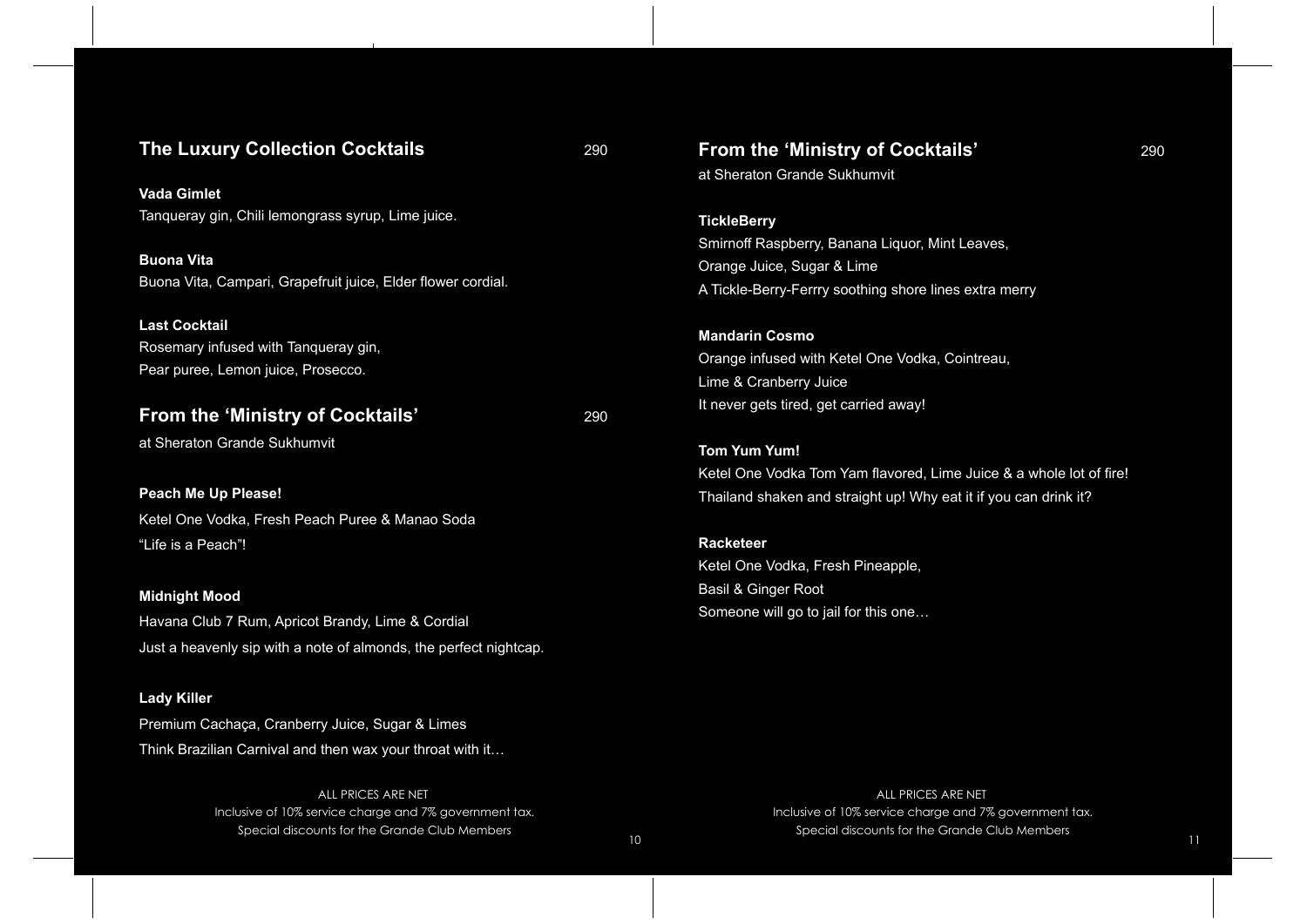## The Luxury Collection Cocktails 290

**Vada Gimlet**
Tanqueray gin, Chili lemongrass syrup, Lime juice.

**Buona Vita**
Buona Vita, Campari, Grapefruit juice, Elder flower cordial.

**Last Cocktail**
Rosemary infused with Tanqueray gin,
Pear puree, Lemon juice, Prosecco.

## From the 'Ministry of Cocktails' 290

at Sheraton Grande Sukhumvit

**Peach Me Up Please!**
Ketel One Vodka, Fresh Peach Puree & Manao Soda
"Life is a Peach"!

**Midnight Mood**
Havana Club 7 Rum, Apricot Brandy, Lime & Cordial
Just a heavenly sip with a note of almonds, the perfect nightcap.

**Lady Killer**
Premium Cachaça, Cranberry Juice, Sugar & Limes
Think Brazilian Carnival and then wax your throat with it…

ALL PRICES ARE NET
Inclusive of 10% service charge and 7% government tax.
Special discounts for the Grande Club Members

## From the 'Ministry of Cocktails' 290

at Sheraton Grande Sukhumvit

**TickleBerry**
Smirnoff Raspberry, Banana Liquor, Mint Leaves,
Orange Juice, Sugar & Lime
A Tickle-Berry-Ferrry soothing shore lines extra merry

**Mandarin Cosmo**
Orange infused with Ketel One Vodka, Cointreau,
Lime & Cranberry Juice
It never gets tired, get carried away!

**Tom Yum Yum!**
Ketel One Vodka Tom Yam flavored, Lime Juice & a whole lot of fire!
Thailand shaken and straight up! Why eat it if you can drink it?

**Racketeer**
Ketel One Vodka, Fresh Pineapple,
Basil & Ginger Root
Someone will go to jail for this one…

ALL PRICES ARE NET
Inclusive of 10% service charge and 7% government tax.
Special discounts for the Grande Club Members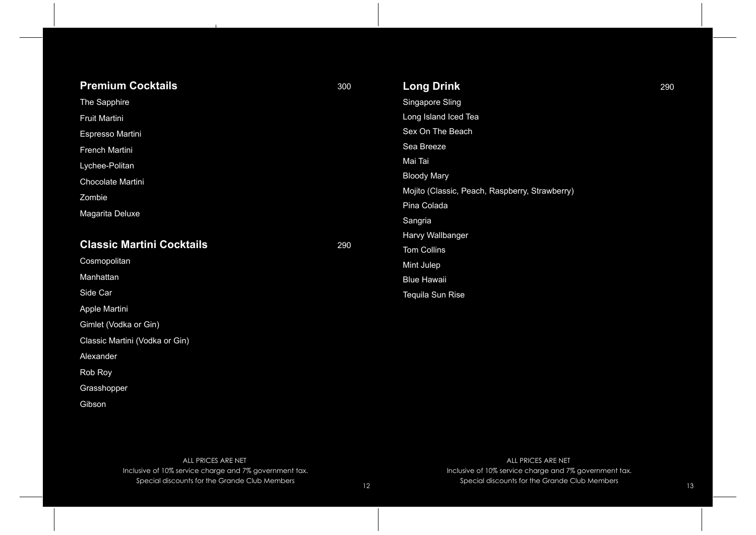## Premium Cocktails 300

The Sapphire

Fruit Martini

Espresso Martini

French Martini

Lychee-Politan

Chocolate Martini

Zombie

Magarita Deluxe

## Classic Martini Cocktails 290

Cosmopolitan

Manhattan

Side Car

Apple Martini

Gimlet (Vodka or Gin)

Classic Martini (Vodka or Gin)

Alexander

Rob Roy

Grasshopper

Gibson

ALL PRICES ARE NET
Inclusive of 10% service charge and 7% government tax.
Special discounts for the Grande Club Members

## Long Drink 290

Singapore Sling

Long Island Iced Tea

Sex On The Beach

Sea Breeze

Mai Tai

Bloody Mary

Mojito (Classic, Peach, Raspberry, Strawberry)

Pina Colada

Sangria

Harvy Wallbanger

Tom Collins

Mint Julep

Blue Hawaii

Tequila Sun Rise

ALL PRICES ARE NET
Inclusive of 10% service charge and 7% government tax.
Special discounts for the Grande Club Members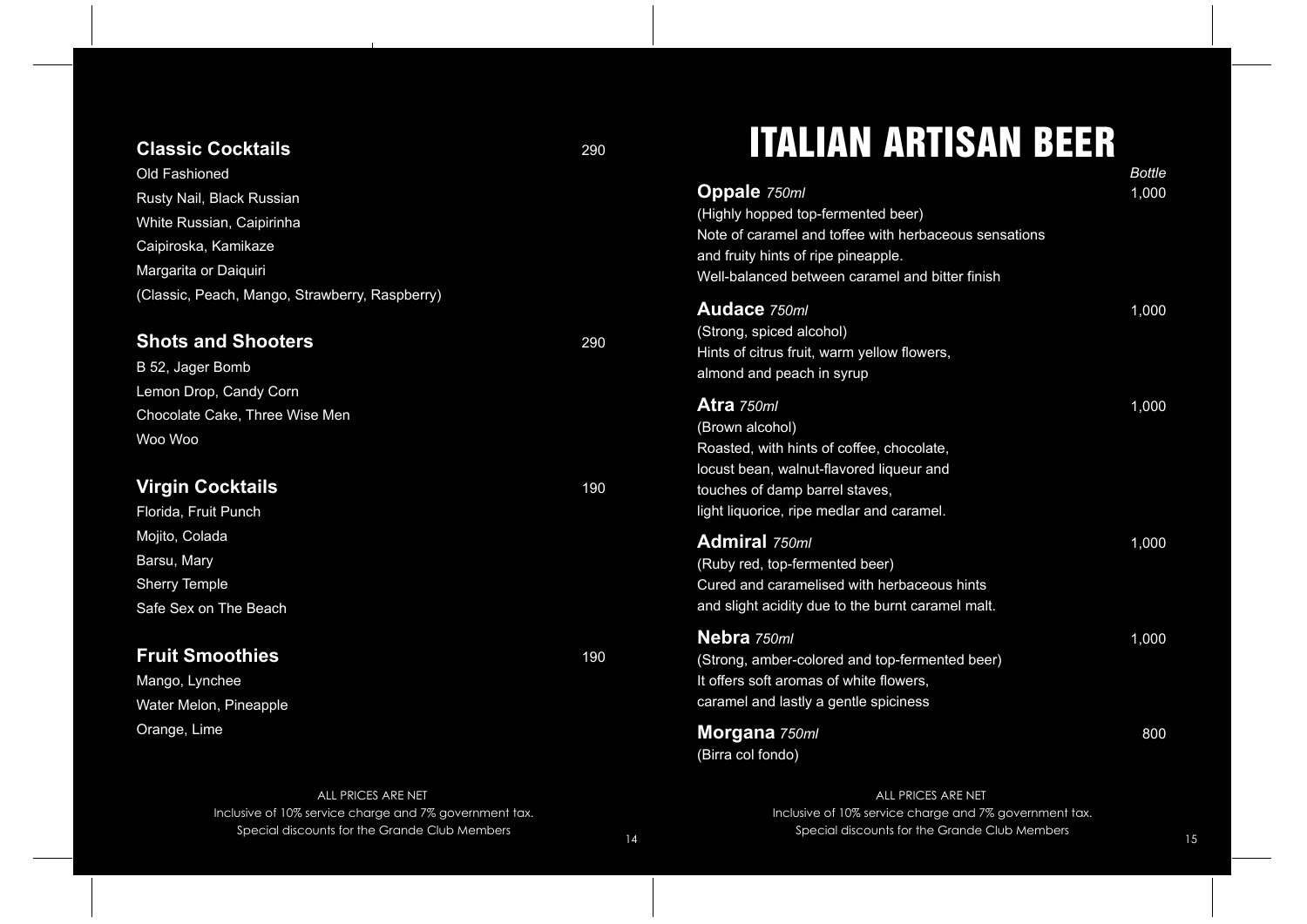## Classic Cocktails — 290

Old Fashioned
Rusty Nail, Black Russian
White Russian, Caipirinha
Caipiroska, Kamikaze
Margarita or Daiquiri
(Classic, Peach, Mango, Strawberry, Raspberry)

## Shots and Shooters — 290

B 52, Jager Bomb
Lemon Drop, Candy Corn
Chocolate Cake, Three Wise Men
Woo Woo

## Virgin Cocktails — 190

Florida, Fruit Punch
Mojito, Colada
Barsu, Mary
Sherry Temple
Safe Sex on The Beach

## Fruit Smoothies — 190

Mango, Lynchee
Water Melon, Pineapple
Orange, Lime

ALL PRICES ARE NET
Inclusive of 10% service charge and 7% government tax.
Special discounts for the Grande Club Members

# ITALIAN ARTISAN BEER

*Bottle*

**Oppale** *750ml* — 1,000
(Highly hopped top-fermented beer)
Note of caramel and toffee with herbaceous sensations
and fruity hints of ripe pineapple.
Well-balanced between caramel and bitter finish

**Audace** *750ml* — 1,000
(Strong, spiced alcohol)
Hints of citrus fruit, warm yellow flowers,
almond and peach in syrup

**Atra** *750ml* — 1,000
(Brown alcohol)
Roasted, with hints of coffee, chocolate,
locust bean, walnut-flavored liqueur and
touches of damp barrel staves,
light liquorice, ripe medlar and caramel.

**Admiral** *750ml* — 1,000
(Ruby red, top-fermented beer)
Cured and caramelised with herbaceous hints
and slight acidity due to the burnt caramel malt.

**Nebra** *750ml* — 1,000
(Strong, amber-colored and top-fermented beer)
It offers soft aromas of white flowers,
caramel and lastly a gentle spiciness

**Morgana** *750ml* — 800
(Birra col fondo)

ALL PRICES ARE NET
Inclusive of 10% service charge and 7% government tax.
Special discounts for the Grande Club Members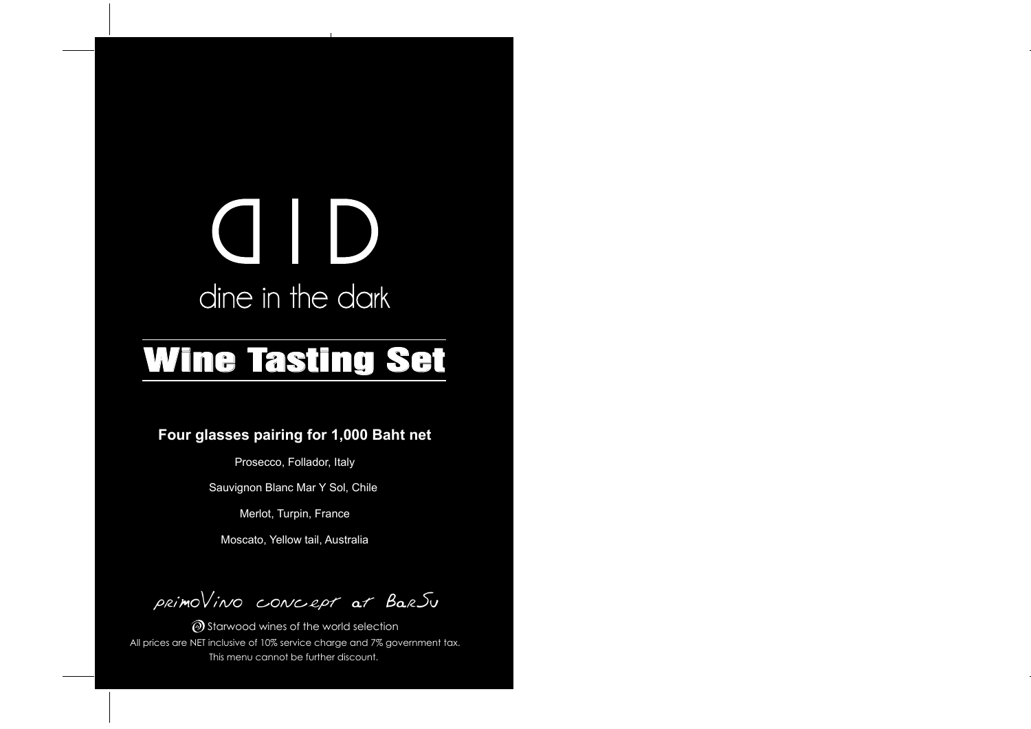# DID

## dine in the dark

# Wine Tasting Set

**Four glasses pairing for 1,000 Baht net**

Prosecco, Follador, Italy

Sauvignon Blanc Mar Y Sol, Chile

Merlot, Turpin, France

Moscato, Yellow tail, Australia

primoVino concept at BarSu

Starwood wines of the world selection

All prices are NET inclusive of 10% service charge and 7% government tax.

This menu cannot be further discount.